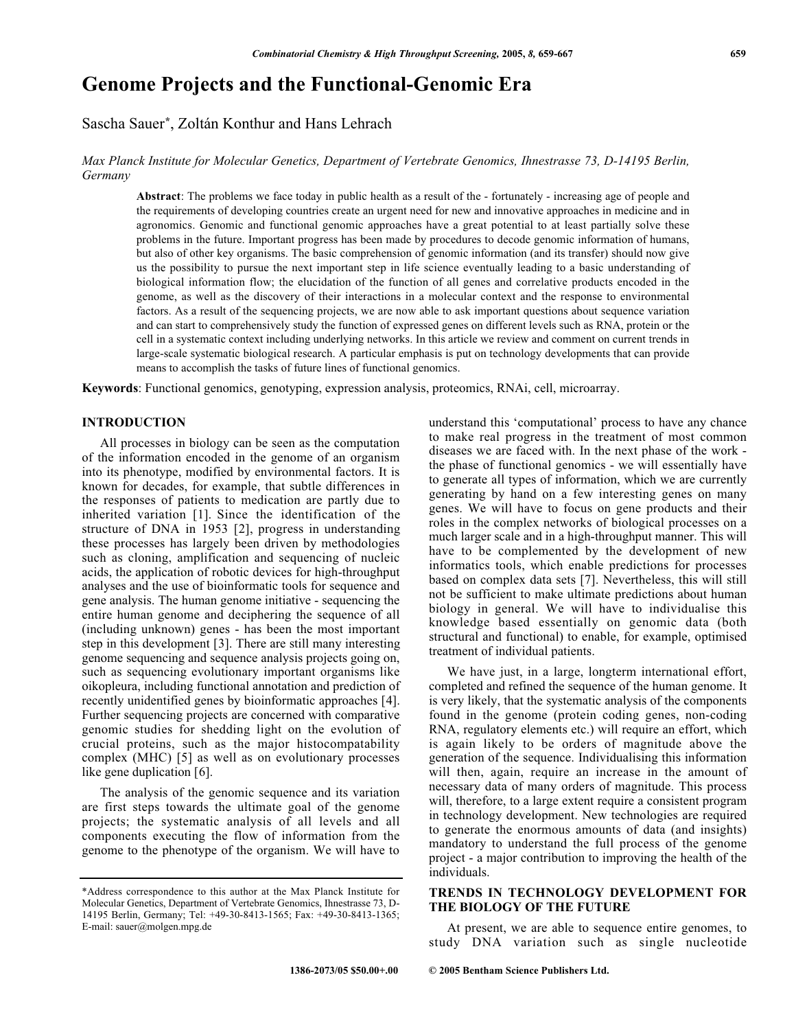# Genome Projects and the Functional-Genomic Era

Sascha Sauer*, Zoltán Konthur and Hans Lehrach

*Max Planck Institute for Molecular Genetics, Department of Vertebrate Genomics, Ihnestrasse 73, D-14195 Berlin, Germany*

**Abstract**: The problems we face today in public health as a result of the - fortunately - increasing age of people and the requirements of developing countries create an urgent need for new and innovative approaches in medicine and in agronomics. Genomic and functional genomic approaches have a great potential to at least partially solve these problems in the future. Important progress has been made by procedures to decode genomic information of humans, but also of other key organisms. The basic comprehension of genomic information (and its transfer) should now give us the possibility to pursue the next important step in life science eventually leading to a basic understanding of biological information flow; the elucidation of the function of all genes and correlative products encoded in the genome, as well as the discovery of their interactions in a molecular context and the response to environmental factors. As a result of the sequencing projects, we are now able to ask important questions about sequence variation and can start to comprehensively study the function of expressed genes on different levels such as RNA, protein or the cell in a systematic context including underlying networks. In this article we review and comment on current trends in large-scale systematic biological research. A particular emphasis is put on technology developments that can provide means to accomplish the tasks of future lines of functional genomics.

**Keywords**: Functional genomics, genotyping, expression analysis, proteomics, RNAi, cell, microarray.

## INTRODUCTION

All processes in biology can be seen as the computation of the information encoded in the genome of an organism into its phenotype, modified by environmental factors. It is known for decades, for example, that subtle differences in the responses of patients to medication are partly due to inherited variation [1]. Since the identification of the structure of DNA in 1953 [2], progress in understanding these processes has largely been driven by methodologies such as cloning, amplification and sequencing of nucleic acids, the application of robotic devices for high-throughput analyses and the use of bioinformatic tools for sequence and gene analysis. The human genome initiative - sequencing the entire human genome and deciphering the sequence of all (including unknown) genes - has been the most important step in this development [3]. There are still many interesting genome sequencing and sequence analysis projects going on, such as sequencing evolutionary important organisms like oikopleura, including functional annotation and prediction of recently unidentified genes by bioinformatic approaches [4]. Further sequencing projects are concerned with comparative genomic studies for shedding light on the evolution of crucial proteins, such as the major histocompatability complex (MHC) [5] as well as on evolutionary processes like gene duplication [6].

The analysis of the genomic sequence and its variation are first steps towards the ultimate goal of the genome projects; the systematic analysis of all levels and all components executing the flow of information from the genome to the phenotype of the organism. We will have to understand this 'computational' process to have any chance to make real progress in the treatment of most common diseases we are faced with. In the next phase of the work - the phase of functional genomics - we will essentially have to generate all types of information, which we are currently generating by hand on a few interesting genes on many genes. We will have to focus on gene products and their roles in the complex networks of biological processes on a much larger scale and in a high-throughput manner. This will have to be complemented by the development of new informatics tools, which enable predictions for processes based on complex data sets [7]. Nevertheless, this will still not be sufficient to make ultimate predictions about human biology in general. We will have to individualise this knowledge based essentially on genomic data (both structural and functional) to enable, for example, optimised treatment of individual patients.

We have just, in a large, longterm international effort, completed and refined the sequence of the human genome. It is very likely, that the systematic analysis of the components found in the genome (protein coding genes, non-coding RNA, regulatory elements etc.) will require an effort, which is again likely to be orders of magnitude above the generation of the sequence. Individualising this information will then, again, require an increase in the amount of necessary data of many orders of magnitude. This process will, therefore, to a large extent require a consistent program in technology development. New technologies are required to generate the enormous amounts of data (and insights) mandatory to understand the full process of the genome project - a major contribution to improving the health of the individuals.

## TRENDS IN TECHNOLOGY DEVELOPMENT FOR THE BIOLOGY OF THE FUTURE

At present, we are able to sequence entire genomes, to study DNA variation such as single nucleotide

*Address correspondence to this author at the Max Planck Institute for Molecular Genetics, Department of Vertebrate Genomics, Ihnestrasse 73, D-14195 Berlin, Germany; Tel: +49-30-8413-1565; Fax: +49-30-8413-1365; E-mail: sauer@molgen.mpg.de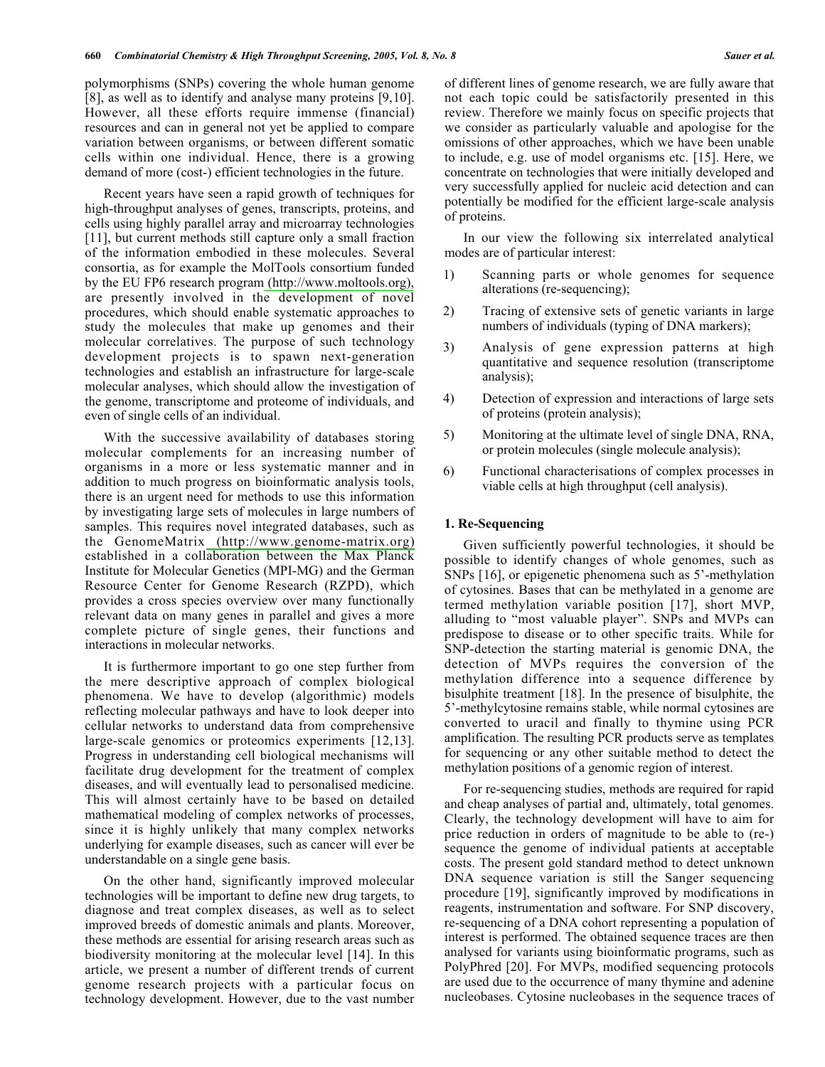polymorphisms (SNPs) covering the whole human genome [8], as well as to identify and analyse many proteins [9,10]. However, all these efforts require immense (financial) resources and can in general not yet be applied to compare variation between organisms, or between different somatic cells within one individual. Hence, there is a growing demand of more (cost-) efficient technologies in the future.

Recent years have seen a rapid growth of techniques for high-throughput analyses of genes, transcripts, proteins, and cells using highly parallel array and microarray technologies [11], but current methods still capture only a small fraction of the information embodied in these molecules. Several consortia, as for example the MolTools consortium funded by the EU FP6 research program (http://www.moltools.org), are presently involved in the development of novel procedures, which should enable systematic approaches to study the molecules that make up genomes and their molecular correlatives. The purpose of such technology development projects is to spawn next-generation technologies and establish an infrastructure for large-scale molecular analyses, which should allow the investigation of the genome, transcriptome and proteome of individuals, and even of single cells of an individual.

With the successive availability of databases storing molecular complements for an increasing number of organisms in a more or less systematic manner and in addition to much progress on bioinformatic analysis tools, there is an urgent need for methods to use this information by investigating large sets of molecules in large numbers of samples. This requires novel integrated databases, such as the GenomeMatrix (http://www.genome-matrix.org) established in a collaboration between the Max Planck Institute for Molecular Genetics (MPI-MG) and the German Resource Center for Genome Research (RZPD), which provides a cross species overview over many functionally relevant data on many genes in parallel and gives a more complete picture of single genes, their functions and interactions in molecular networks.

It is furthermore important to go one step further from the mere descriptive approach of complex biological phenomena. We have to develop (algorithmic) models reflecting molecular pathways and have to look deeper into cellular networks to understand data from comprehensive large-scale genomics or proteomics experiments [12,13]. Progress in understanding cell biological mechanisms will facilitate drug development for the treatment of complex diseases, and will eventually lead to personalised medicine. This will almost certainly have to be based on detailed mathematical modeling of complex networks of processes, since it is highly unlikely that many complex networks underlying for example diseases, such as cancer will ever be understandable on a single gene basis.

On the other hand, significantly improved molecular technologies will be important to define new drug targets, to diagnose and treat complex diseases, as well as to select improved breeds of domestic animals and plants. Moreover, these methods are essential for arising research areas such as biodiversity monitoring at the molecular level [14]. In this article, we present a number of different trends of current genome research projects with a particular focus on technology development. However, due to the vast number of different lines of genome research, we are fully aware that not each topic could be satisfactorily presented in this review. Therefore we mainly focus on specific projects that we consider as particularly valuable and apologise for the omissions of other approaches, which we have been unable to include, e.g. use of model organisms etc. [15]. Here, we concentrate on technologies that were initially developed and very successfully applied for nucleic acid detection and can potentially be modified for the efficient large-scale analysis of proteins.

In our view the following six interrelated analytical modes are of particular interest:

1) Scanning parts or whole genomes for sequence alterations (re-sequencing);
2) Tracing of extensive sets of genetic variants in large numbers of individuals (typing of DNA markers);
3) Analysis of gene expression patterns at high quantitative and sequence resolution (transcriptome analysis);
4) Detection of expression and interactions of large sets of proteins (protein analysis);
5) Monitoring at the ultimate level of single DNA, RNA, or protein molecules (single molecule analysis);
6) Functional characterisations of complex processes in viable cells at high throughput (cell analysis).

## 1. Re-Sequencing

Given sufficiently powerful technologies, it should be possible to identify changes of whole genomes, such as SNPs [16], or epigenetic phenomena such as 5'-methylation of cytosines. Bases that can be methylated in a genome are termed methylation variable position [17], short MVP, alluding to "most valuable player". SNPs and MVPs can predispose to disease or to other specific traits. While for SNP-detection the starting material is genomic DNA, the detection of MVPs requires the conversion of the methylation difference into a sequence difference by bisulphite treatment [18]. In the presence of bisulphite, the 5'-methylcytosine remains stable, while normal cytosines are converted to uracil and finally to thymine using PCR amplification. The resulting PCR products serve as templates for sequencing or any other suitable method to detect the methylation positions of a genomic region of interest.

For re-sequencing studies, methods are required for rapid and cheap analyses of partial and, ultimately, total genomes. Clearly, the technology development will have to aim for price reduction in orders of magnitude to be able to (re-) sequence the genome of individual patients at acceptable costs. The present gold standard method to detect unknown DNA sequence variation is still the Sanger sequencing procedure [19], significantly improved by modifications in reagents, instrumentation and software. For SNP discovery, re-sequencing of a DNA cohort representing a population of interest is performed. The obtained sequence traces are then analysed for variants using bioinformatic programs, such as PolyPhred [20]. For MVPs, modified sequencing protocols are used due to the occurrence of many thymine and adenine nucleobases. Cytosine nucleobases in the sequence traces of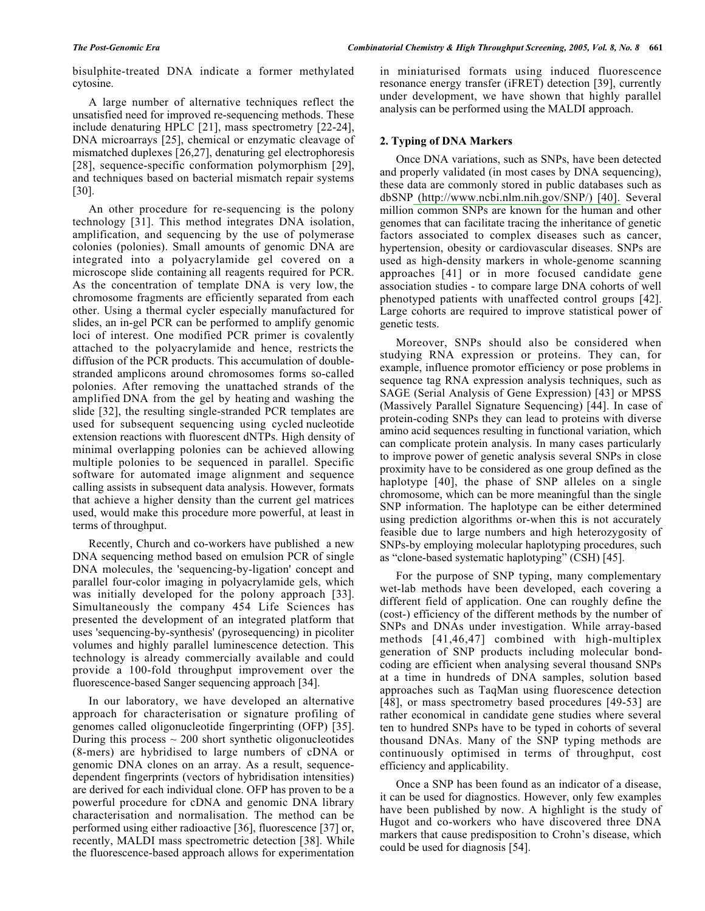bisulphite-treated DNA indicate a former methylated cytosine.

A large number of alternative techniques reflect the unsatisfied need for improved re-sequencing methods. These include denaturing HPLC [21], mass spectrometry [22-24], DNA microarrays [25], chemical or enzymatic cleavage of mismatched duplexes [26,27], denaturing gel electrophoresis [28], sequence-specific conformation polymorphism [29], and techniques based on bacterial mismatch repair systems [30].

An other procedure for re-sequencing is the polony technology [31]. This method integrates DNA isolation, amplification, and sequencing by the use of polymerase colonies (polonies). Small amounts of genomic DNA are integrated into a polyacrylamide gel covered on a microscope slide containing all reagents required for PCR. As the concentration of template DNA is very low, the chromosome fragments are efficiently separated from each other. Using a thermal cycler especially manufactured for slides, an in-gel PCR can be performed to amplify genomic loci of interest. One modified PCR primer is covalently attached to the polyacrylamide and hence, restricts the diffusion of the PCR products. This accumulation of double-stranded amplicons around chromosomes forms so-called polonies. After removing the unattached strands of the amplified DNA from the gel by heating and washing the slide [32], the resulting single-stranded PCR templates are used for subsequent sequencing using cycled nucleotide extension reactions with fluorescent dNTPs. High density of minimal overlapping polonies can be achieved allowing multiple polonies to be sequenced in parallel. Specific software for automated image alignment and sequence calling assists in subsequent data analysis. However, formats that achieve a higher density than the current gel matrices used, would make this procedure more powerful, at least in terms of throughput.

Recently, Church and co-workers have published a new DNA sequencing method based on emulsion PCR of single DNA molecules, the 'sequencing-by-ligation' concept and parallel four-color imaging in polyacrylamide gels, which was initially developed for the polony approach [33]. Simultaneously the company 454 Life Sciences has presented the development of an integrated platform that uses 'sequencing-by-synthesis' (pyrosequencing) in picoliter volumes and highly parallel luminescence detection. This technology is already commercially available and could provide a 100-fold throughput improvement over the fluorescence-based Sanger sequencing approach [34].

In our laboratory, we have developed an alternative approach for characterisation or signature profiling of genomes called oligonucleotide fingerprinting (OFP) [35]. During this process ~ 200 short synthetic oligonucleotides (8-mers) are hybridised to large numbers of cDNA or genomic DNA clones on an array. As a result, sequence-dependent fingerprints (vectors of hybridisation intensities) are derived for each individual clone. OFP has proven to be a powerful procedure for cDNA and genomic DNA library characterisation and normalisation. The method can be performed using either radioactive [36], fluorescence [37] or, recently, MALDI mass spectrometric detection [38]. While the fluorescence-based approach allows for experimentation in miniaturised formats using induced fluorescence resonance energy transfer (iFRET) detection [39], currently under development, we have shown that highly parallel analysis can be performed using the MALDI approach.

### 2. Typing of DNA Markers

Once DNA variations, such as SNPs, have been detected and properly validated (in most cases by DNA sequencing), these data are commonly stored in public databases such as dbSNP (http://www.ncbi.nlm.nih.gov/SNP/) [40]. Several million common SNPs are known for the human and other genomes that can facilitate tracing the inheritance of genetic factors associated to complex diseases such as cancer, hypertension, obesity or cardiovascular diseases. SNPs are used as high-density markers in whole-genome scanning approaches [41] or in more focused candidate gene association studies - to compare large DNA cohorts of well phenotyped patients with unaffected control groups [42]. Large cohorts are required to improve statistical power of genetic tests.

Moreover, SNPs should also be considered when studying RNA expression or proteins. They can, for example, influence promotor efficiency or pose problems in sequence tag RNA expression analysis techniques, such as SAGE (Serial Analysis of Gene Expression) [43] or MPSS (Massively Parallel Signature Sequencing) [44]. In case of protein-coding SNPs they can lead to proteins with diverse amino acid sequences resulting in functional variation, which can complicate protein analysis. In many cases particularly to improve power of genetic analysis several SNPs in close proximity have to be considered as one group defined as the haplotype [40], the phase of SNP alleles on a single chromosome, which can be more meaningful than the single SNP information. The haplotype can be either determined using prediction algorithms or-when this is not accurately feasible due to large numbers and high heterozygosity of SNPs-by employing molecular haplotyping procedures, such as "clone-based systematic haplotyping" (CSH) [45].

For the purpose of SNP typing, many complementary wet-lab methods have been developed, each covering a different field of application. One can roughly define the (cost-) efficiency of the different methods by the number of SNPs and DNAs under investigation. While array-based methods [41,46,47] combined with high-multiplex generation of SNP products including molecular bond-coding are efficient when analysing several thousand SNPs at a time in hundreds of DNA samples, solution based approaches such as TaqMan using fluorescence detection [48], or mass spectrometry based procedures [49-53] are rather economical in candidate gene studies where several ten to hundred SNPs have to be typed in cohorts of several thousand DNAs. Many of the SNP typing methods are continuously optimised in terms of throughput, cost efficiency and applicability.

Once a SNP has been found as an indicator of a disease, it can be used for diagnostics. However, only few examples have been published by now. A highlight is the study of Hugot and co-workers who have discovered three DNA markers that cause predisposition to Crohn's disease, which could be used for diagnosis [54].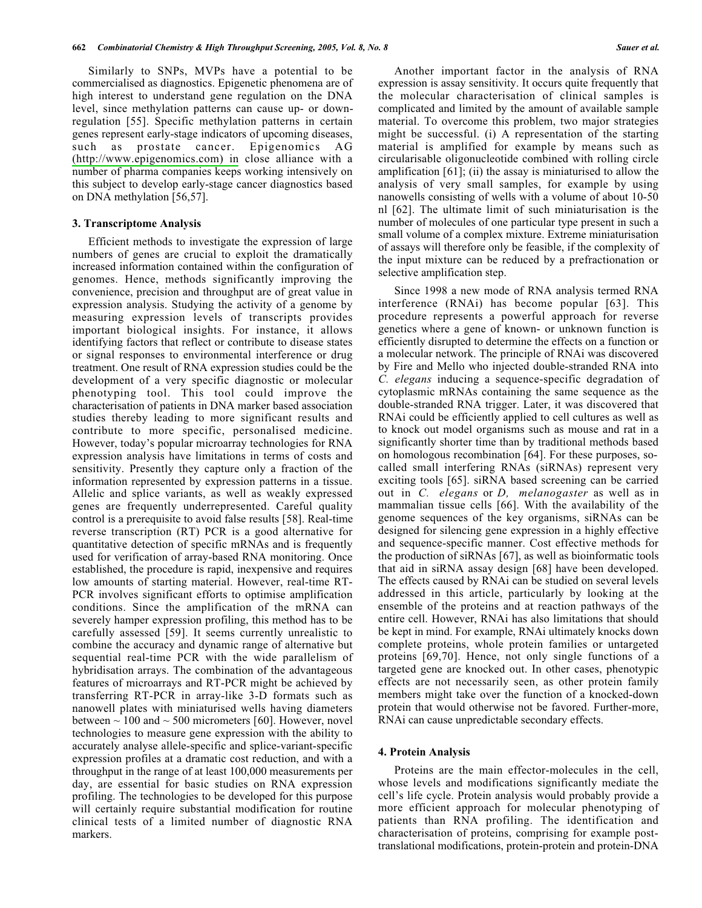Similarly to SNPs, MVPs have a potential to be commercialised as diagnostics. Epigenetic phenomena are of high interest to understand gene regulation on the DNA level, since methylation patterns can cause up- or down-regulation [55]. Specific methylation patterns in certain genes represent early-stage indicators of upcoming diseases, such as prostate cancer. Epigenomics AG (http://www.epigenomics.com) in close alliance with a number of pharma companies keeps working intensively on this subject to develop early-stage cancer diagnostics based on DNA methylation [56,57].

### 3. Transcriptome Analysis

Efficient methods to investigate the expression of large numbers of genes are crucial to exploit the dramatically increased information contained within the configuration of genomes. Hence, methods significantly improving the convenience, precision and throughput are of great value in expression analysis. Studying the activity of a genome by measuring expression levels of transcripts provides important biological insights. For instance, it allows identifying factors that reflect or contribute to disease states or signal responses to environmental interference or drug treatment. One result of RNA expression studies could be the development of a very specific diagnostic or molecular phenotyping tool. This tool could improve the characterisation of patients in DNA marker based association studies thereby leading to more significant results and contribute to more specific, personalised medicine. However, today's popular microarray technologies for RNA expression analysis have limitations in terms of costs and sensitivity. Presently they capture only a fraction of the information represented by expression patterns in a tissue. Allelic and splice variants, as well as weakly expressed genes are frequently underrepresented. Careful quality control is a prerequisite to avoid false results [58]. Real-time reverse transcription (RT) PCR is a good alternative for quantitative detection of specific mRNAs and is frequently used for verification of array-based RNA monitoring. Once established, the procedure is rapid, inexpensive and requires low amounts of starting material. However, real-time RT-PCR involves significant efforts to optimise amplification conditions. Since the amplification of the mRNA can severely hamper expression profiling, this method has to be carefully assessed [59]. It seems currently unrealistic to combine the accuracy and dynamic range of alternative but sequential real-time PCR with the wide parallelism of hybridisation arrays. The combination of the advantageous features of microarrays and RT-PCR might be achieved by transferring RT-PCR in array-like 3-D formats such as nanowell plates with miniaturised wells having diameters between ~ 100 and ~ 500 micrometers [60]. However, novel technologies to measure gene expression with the ability to accurately analyse allele-specific and splice-variant-specific expression profiles at a dramatic cost reduction, and with a throughput in the range of at least 100,000 measurements per day, are essential for basic studies on RNA expression profiling. The technologies to be developed for this purpose will certainly require substantial modification for routine clinical tests of a limited number of diagnostic RNA markers.

Another important factor in the analysis of RNA expression is assay sensitivity. It occurs quite frequently that the molecular characterisation of clinical samples is complicated and limited by the amount of available sample material. To overcome this problem, two major strategies might be successful. (i) A representation of the starting material is amplified for example by means such as circularisable oligonucleotide combined with rolling circle amplification [61]; (ii) the assay is miniaturised to allow the analysis of very small samples, for example by using nanowells consisting of wells with a volume of about 10-50 nl [62]. The ultimate limit of such miniaturisation is the number of molecules of one particular type present in such a small volume of a complex mixture. Extreme miniaturisation of assays will therefore only be feasible, if the complexity of the input mixture can be reduced by a prefractionation or selective amplification step.

Since 1998 a new mode of RNA analysis termed RNA interference (RNAi) has become popular [63]. This procedure represents a powerful approach for reverse genetics where a gene of known- or unknown function is efficiently disrupted to determine the effects on a function or a molecular network. The principle of RNAi was discovered by Fire and Mello who injected double-stranded RNA into *C. elegans* inducing a sequence-specific degradation of cytoplasmic mRNAs containing the same sequence as the double-stranded RNA trigger. Later, it was discovered that RNAi could be efficiently applied to cell cultures as well as to knock out model organisms such as mouse and rat in a significantly shorter time than by traditional methods based on homologous recombination [64]. For these purposes, so-called small interfering RNAs (siRNAs) represent very exciting tools [65]. siRNA based screening can be carried out in *C. elegans* or *D, melanogaster* as well as in mammalian tissue cells [66]. With the availability of the genome sequences of the key organisms, siRNAs can be designed for silencing gene expression in a highly effective and sequence-specific manner. Cost effective methods for the production of siRNAs [67], as well as bioinformatic tools that aid in siRNA assay design [68] have been developed. The effects caused by RNAi can be studied on several levels addressed in this article, particularly by looking at the ensemble of the proteins and at reaction pathways of the entire cell. However, RNAi has also limitations that should be kept in mind. For example, RNAi ultimately knocks down complete proteins, whole protein families or untargeted proteins [69,70]. Hence, not only single functions of a targeted gene are knocked out. In other cases, phenotypic effects are not necessarily seen, as other protein family members might take over the function of a knocked-down protein that would otherwise not be favored. Further-more, RNAi can cause unpredictable secondary effects.

### 4. Protein Analysis

Proteins are the main effector-molecules in the cell, whose levels and modifications significantly mediate the cell's life cycle. Protein analysis would probably provide a more efficient approach for molecular phenotyping of patients than RNA profiling. The identification and characterisation of proteins, comprising for example post-translational modifications, protein-protein and protein-DNA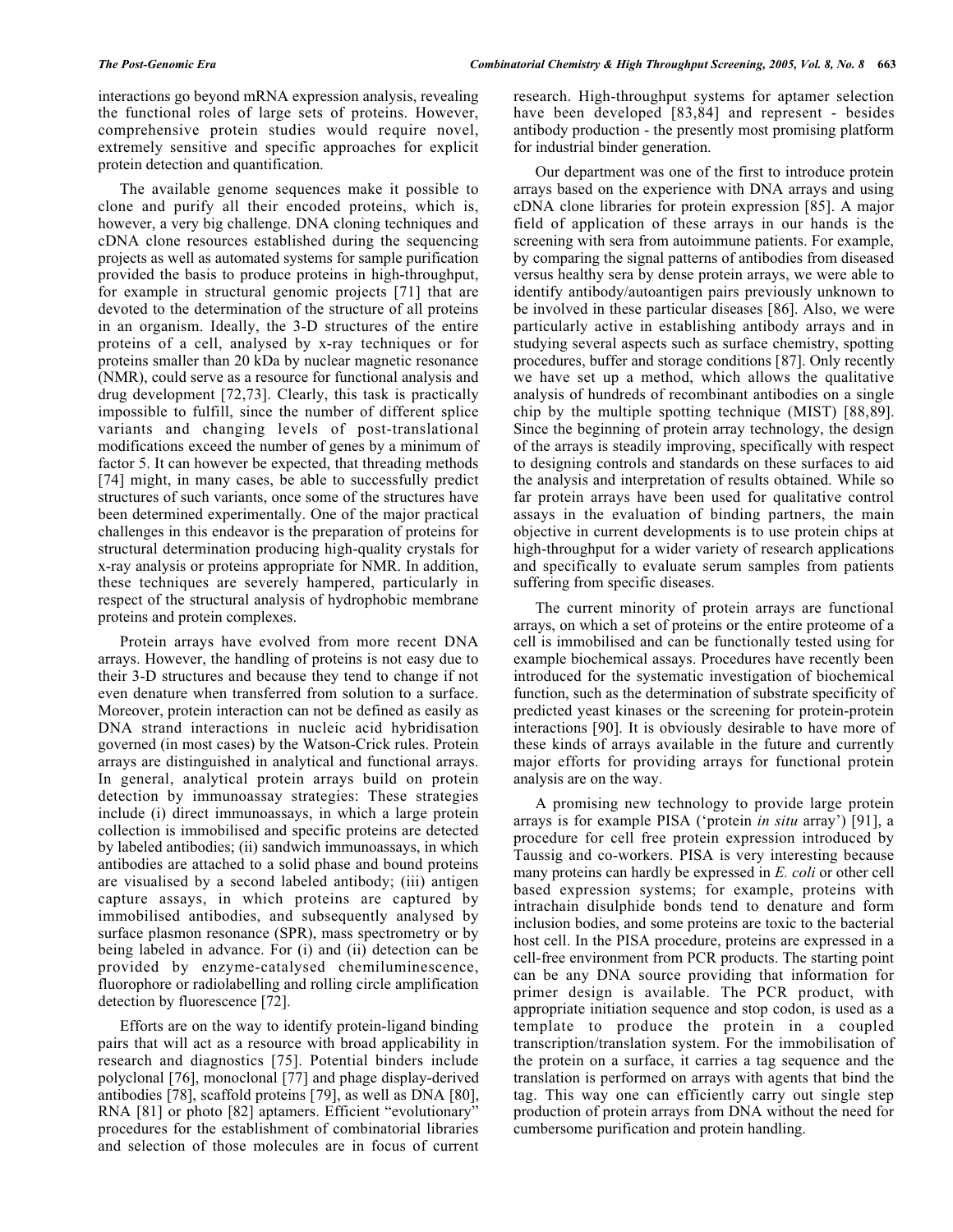interactions go beyond mRNA expression analysis, revealing the functional roles of large sets of proteins. However, comprehensive protein studies would require novel, extremely sensitive and specific approaches for explicit protein detection and quantification.

The available genome sequences make it possible to clone and purify all their encoded proteins, which is, however, a very big challenge. DNA cloning techniques and cDNA clone resources established during the sequencing projects as well as automated systems for sample purification provided the basis to produce proteins in high-throughput, for example in structural genomic projects [71] that are devoted to the determination of the structure of all proteins in an organism. Ideally, the 3-D structures of the entire proteins of a cell, analysed by x-ray techniques or for proteins smaller than 20 kDa by nuclear magnetic resonance (NMR), could serve as a resource for functional analysis and drug development [72,73]. Clearly, this task is practically impossible to fulfill, since the number of different splice variants and changing levels of post-translational modifications exceed the number of genes by a minimum of factor 5. It can however be expected, that threading methods [74] might, in many cases, be able to successfully predict structures of such variants, once some of the structures have been determined experimentally. One of the major practical challenges in this endeavor is the preparation of proteins for structural determination producing high-quality crystals for x-ray analysis or proteins appropriate for NMR. In addition, these techniques are severely hampered, particularly in respect of the structural analysis of hydrophobic membrane proteins and protein complexes.

Protein arrays have evolved from more recent DNA arrays. However, the handling of proteins is not easy due to their 3-D structures and because they tend to change if not even denature when transferred from solution to a surface. Moreover, protein interaction can not be defined as easily as DNA strand interactions in nucleic acid hybridisation governed (in most cases) by the Watson-Crick rules. Protein arrays are distinguished in analytical and functional arrays. In general, analytical protein arrays build on protein detection by immunoassay strategies: These strategies include (i) direct immunoassays, in which a large protein collection is immobilised and specific proteins are detected by labeled antibodies; (ii) sandwich immunoassays, in which antibodies are attached to a solid phase and bound proteins are visualised by a second labeled antibody; (iii) antigen capture assays, in which proteins are captured by immobilised antibodies, and subsequently analysed by surface plasmon resonance (SPR), mass spectrometry or by being labeled in advance. For (i) and (ii) detection can be provided by enzyme-catalysed chemiluminescence, fluorophore or radiolabelling and rolling circle amplification detection by fluorescence [72].

Efforts are on the way to identify protein-ligand binding pairs that will act as a resource with broad applicability in research and diagnostics [75]. Potential binders include polyclonal [76], monoclonal [77] and phage display-derived antibodies [78], scaffold proteins [79], as well as DNA [80], RNA [81] or photo [82] aptamers. Efficient "evolutionary" procedures for the establishment of combinatorial libraries and selection of those molecules are in focus of current research. High-throughput systems for aptamer selection have been developed [83,84] and represent - besides antibody production - the presently most promising platform for industrial binder generation.

Our department was one of the first to introduce protein arrays based on the experience with DNA arrays and using cDNA clone libraries for protein expression [85]. A major field of application of these arrays in our hands is the screening with sera from autoimmune patients. For example, by comparing the signal patterns of antibodies from diseased versus healthy sera by dense protein arrays, we were able to identify antibody/autoantigen pairs previously unknown to be involved in these particular diseases [86]. Also, we were particularly active in establishing antibody arrays and in studying several aspects such as surface chemistry, spotting procedures, buffer and storage conditions [87]. Only recently we have set up a method, which allows the qualitative analysis of hundreds of recombinant antibodies on a single chip by the multiple spotting technique (MIST) [88,89]. Since the beginning of protein array technology, the design of the arrays is steadily improving, specifically with respect to designing controls and standards on these surfaces to aid the analysis and interpretation of results obtained. While so far protein arrays have been used for qualitative control assays in the evaluation of binding partners, the main objective in current developments is to use protein chips at high-throughput for a wider variety of research applications and specifically to evaluate serum samples from patients suffering from specific diseases.

The current minority of protein arrays are functional arrays, on which a set of proteins or the entire proteome of a cell is immobilised and can be functionally tested using for example biochemical assays. Procedures have recently been introduced for the systematic investigation of biochemical function, such as the determination of substrate specificity of predicted yeast kinases or the screening for protein-protein interactions [90]. It is obviously desirable to have more of these kinds of arrays available in the future and currently major efforts for providing arrays for functional protein analysis are on the way.

A promising new technology to provide large protein arrays is for example PISA ('protein *in situ* array') [91], a procedure for cell free protein expression introduced by Taussig and co-workers. PISA is very interesting because many proteins can hardly be expressed in *E. coli* or other cell based expression systems; for example, proteins with intrachain disulphide bonds tend to denature and form inclusion bodies, and some proteins are toxic to the bacterial host cell. In the PISA procedure, proteins are expressed in a cell-free environment from PCR products. The starting point can be any DNA source providing that information for primer design is available. The PCR product, with appropriate initiation sequence and stop codon, is used as a template to produce the protein in a coupled transcription/translation system. For the immobilisation of the protein on a surface, it carries a tag sequence and the translation is performed on arrays with agents that bind the tag. This way one can efficiently carry out single step production of protein arrays from DNA without the need for cumbersome purification and protein handling.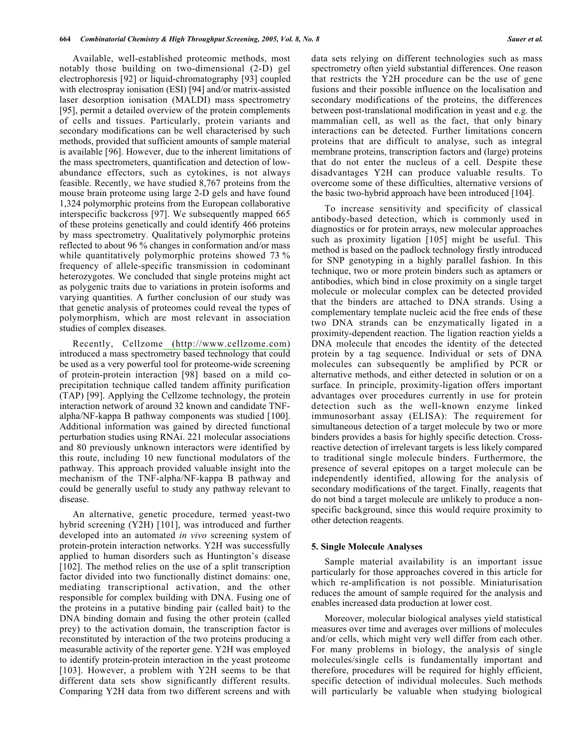Available, well-established proteomic methods, most notably those building on two-dimensional (2-D) gel electrophoresis [92] or liquid-chromatography [93] coupled with electrospray ionisation (ESI) [94] and/or matrix-assisted laser desorption ionisation (MALDI) mass spectrometry [95], permit a detailed overview of the protein complements of cells and tissues. Particularly, protein variants and secondary modifications can be well characterised by such methods, provided that sufficient amounts of sample material is available [96]. However, due to the inherent limitations of the mass spectrometers, quantification and detection of low-abundance effectors, such as cytokines, is not always feasible. Recently, we have studied 8,767 proteins from the mouse brain proteome using large 2-D gels and have found 1,324 polymorphic proteins from the European collaborative interspecific backcross [97]. We subsequently mapped 665 of these proteins genetically and could identify 466 proteins by mass spectrometry. Qualitatively polymorphic proteins reflected to about 96 % changes in conformation and/or mass while quantitatively polymorphic proteins showed 73 % frequency of allele-specific transmission in codominant heterozygotes. We concluded that single proteins might act as polygenic traits due to variations in protein isoforms and varying quantities. A further conclusion of our study was that genetic analysis of proteomes could reveal the types of polymorphism, which are most relevant in association studies of complex diseases.

Recently, Cellzome (http://www.cellzome.com) introduced a mass spectrometry based technology that could be used as a very powerful tool for proteome-wide screening of protein-protein interaction [98] based on a mild co-precipitation technique called tandem affinity purification (TAP) [99]. Applying the Cellzome technology, the protein interaction network of around 32 known and candidate TNF-alpha/NF-kappa B pathway components was studied [100]. Additional information was gained by directed functional perturbation studies using RNAi. 221 molecular associations and 80 previously unknown interactors were identified by this route, including 10 new functional modulators of the pathway. This approach provided valuable insight into the mechanism of the TNF-alpha/NF-kappa B pathway and could be generally useful to study any pathway relevant to disease.

An alternative, genetic procedure, termed yeast-two hybrid screening (Y2H) [101], was introduced and further developed into an automated *in vivo* screening system of protein-protein interaction networks. Y2H was successfully applied to human disorders such as Huntington's disease [102]. The method relies on the use of a split transcription factor divided into two functionally distinct domains: one, mediating transcriptional activation, and the other responsible for complex building with DNA. Fusing one of the proteins in a putative binding pair (called bait) to the DNA binding domain and fusing the other protein (called prey) to the activation domain, the transcription factor is reconstituted by interaction of the two proteins producing a measurable activity of the reporter gene. Y2H was employed to identify protein-protein interaction in the yeast proteome [103]. However, a problem with Y2H seems to be that different data sets show significantly different results. Comparing Y2H data from two different screens and with data sets relying on different technologies such as mass spectrometry often yield substantial differences. One reason that restricts the Y2H procedure can be the use of gene fusions and their possible influence on the localisation and secondary modifications of the proteins, the differences between post-translational modification in yeast and e.g. the mammalian cell, as well as the fact, that only binary interactions can be detected. Further limitations concern proteins that are difficult to analyse, such as integral membrane proteins, transcription factors and (large) proteins that do not enter the nucleus of a cell. Despite these disadvantages Y2H can produce valuable results. To overcome some of these difficulties, alternative versions of the basic two-hybrid approach have been introduced [104].

To increase sensitivity and specificity of classical antibody-based detection, which is commonly used in diagnostics or for protein arrays, new molecular approaches such as proximity ligation [105] might be useful. This method is based on the padlock technology firstly introduced for SNP genotyping in a highly parallel fashion. In this technique, two or more protein binders such as aptamers or antibodies, which bind in close proximity on a single target molecule or molecular complex can be detected provided that the binders are attached to DNA strands. Using a complementary template nucleic acid the free ends of these two DNA strands can be enzymatically ligated in a proximity-dependent reaction. The ligation reaction yields a DNA molecule that encodes the identity of the detected protein by a tag sequence. Individual or sets of DNA molecules can subsequently be amplified by PCR or alternative methods, and either detected in solution or on a surface. In principle, proximity-ligation offers important advantages over procedures currently in use for protein detection such as the well-known enzyme linked immunosorbant assay (ELISA): The requirement for simultaneous detection of a target molecule by two or more binders provides a basis for highly specific detection. Cross-reactive detection of irrelevant targets is less likely compared to traditional single molecule binders. Furthermore, the presence of several epitopes on a target molecule can be independently identified, allowing for the analysis of secondary modifications of the target. Finally, reagents that do not bind a target molecule are unlikely to produce a non-specific background, since this would require proximity to other detection reagents.

## 5. Single Molecule Analyses

Sample material availability is an important issue particularly for those approaches covered in this article for which re-amplification is not possible. Miniaturisation reduces the amount of sample required for the analysis and enables increased data production at lower cost.

Moreover, molecular biological analyses yield statistical measures over time and averages over millions of molecules and/or cells, which might very well differ from each other. For many problems in biology, the analysis of single molecules/single cells is fundamentally important and therefore, procedures will be required for highly efficient, specific detection of individual molecules. Such methods will particularly be valuable when studying biological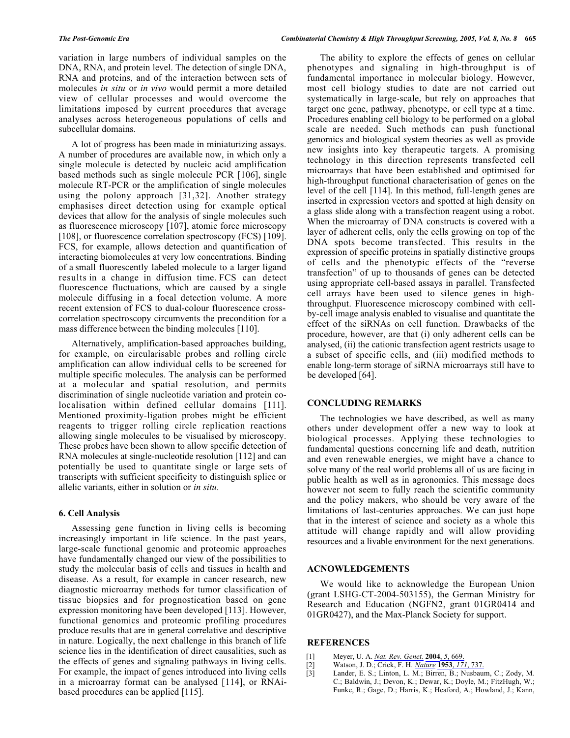variation in large numbers of individual samples on the DNA, RNA, and protein level. The detection of single DNA, RNA and proteins, and of the interaction between sets of molecules *in situ* or *in vivo* would permit a more detailed view of cellular processes and would overcome the limitations imposed by current procedures that average analyses across heterogeneous populations of cells and subcellular domains.

A lot of progress has been made in miniaturizing assays. A number of procedures are available now, in which only a single molecule is detected by nucleic acid amplification based methods such as single molecule PCR [106], single molecule RT-PCR or the amplification of single molecules using the polony approach [31,32]. Another strategy emphasises direct detection using for example optical devices that allow for the analysis of single molecules such as fluorescence microscopy [107], atomic force microscopy [108], or fluorescence correlation spectroscopy (FCS) [109]. FCS, for example, allows detection and quantification of interacting biomolecules at very low concentrations. Binding of a small fluorescently labeled molecule to a larger ligand results in a change in diffusion time. FCS can detect fluorescence fluctuations, which are caused by a single molecule diffusing in a focal detection volume. A more recent extension of FCS to dual-colour fluorescence cross-correlation spectroscopy circumvents the precondition for a mass difference between the binding molecules [110].

Alternatively, amplification-based approaches building, for example, on circularisable probes and rolling circle amplification can allow individual cells to be screened for multiple specific molecules. The analysis can be performed at a molecular and spatial resolution, and permits discrimination of single nucleotide variation and protein co-localisation within defined cellular domains [111]. Mentioned proximity-ligation probes might be efficient reagents to trigger rolling circle replication reactions allowing single molecules to be visualised by microscopy. These probes have been shown to allow specific detection of RNA molecules at single-nucleotide resolution [112] and can potentially be used to quantitate single or large sets of transcripts with sufficient specificity to distinguish splice or allelic variants, either in solution or *in situ*.

### 6. Cell Analysis

Assessing gene function in living cells is becoming increasingly important in life science. In the past years, large-scale functional genomic and proteomic approaches have fundamentally changed our view of the possibilities to study the molecular basis of cells and tissues in health and disease. As a result, for example in cancer research, new diagnostic microarray methods for tumor classification of tissue biopsies and for prognostication based on gene expression monitoring have been developed [113]. However, functional genomics and proteomic profiling procedures produce results that are in general correlative and descriptive in nature. Logically, the next challenge in this branch of life science lies in the identification of direct causalities, such as the effects of genes and signaling pathways in living cells. For example, the impact of genes introduced into living cells in a microarray format can be analysed [114], or RNAi-based procedures can be applied [115].

The ability to explore the effects of genes on cellular phenotypes and signaling in high-throughput is of fundamental importance in molecular biology. However, most cell biology studies to date are not carried out systematically in large-scale, but rely on approaches that target one gene, pathway, phenotype, or cell type at a time. Procedures enabling cell biology to be performed on a global scale are needed. Such methods can push functional genomics and biological system theories as well as provide new insights into key therapeutic targets. A promising technology in this direction represents transfected cell microarrays that have been established and optimised for high-throughput functional characterisation of genes on the level of the cell [114]. In this method, full-length genes are inserted in expression vectors and spotted at high density on a glass slide along with a transfection reagent using a robot. When the microarray of DNA constructs is covered with a layer of adherent cells, only the cells growing on top of the DNA spots become transfected. This results in the expression of specific proteins in spatially distinctive groups of cells and the phenotypic effects of the "reverse transfection" of up to thousands of genes can be detected using appropriate cell-based assays in parallel. Transfected cell arrays have been used to silence genes in high-throughput. Fluorescence microscopy combined with cell-by-cell image analysis enabled to visualise and quantitate the effect of the siRNAs on cell function. Drawbacks of the procedure, however, are that (i) only adherent cells can be analysed, (ii) the cationic transfection agent restricts usage to a subset of specific cells, and (iii) modified methods to enable long-term storage of siRNA microarrays still have to be developed [64].

## CONCLUDING REMARKS

The technologies we have described, as well as many others under development offer a new way to look at biological processes. Applying these technologies to fundamental questions concerning life and death, nutrition and even renewable energies, we might have a chance to solve many of the real world problems all of us are facing in public health as well as in agronomics. This message does however not seem to fully reach the scientific community and the policy makers, who should be very aware of the limitations of last-centuries approaches. We can just hope that in the interest of science and society as a whole this attitude will change rapidly and will allow providing resources and a livable environment for the next generations.

## ACNOWLEDGEMENTS

We would like to acknowledge the European Union (grant LSHG-CT-2004-503155), the German Ministry for Research and Education (NGFN2, grant 01GR0414 and 01GR0427), and the Max-Planck Society for support.

## REFERENCES

[1] Meyer, U. A. *Nat. Rev. Genet.* **2004**, *5*, 669.

[2] Watson, J. D.; Crick, F. H. *Nature* **1953**, *171*, 737.

[3] Lander, E. S.; Linton, L. M.; Birren, B.; Nusbaum, C.; Zody, M. C.; Baldwin, J.; Devon, K.; Dewar, K.; Doyle, M.; FitzHugh, W.; Funke, R.; Gage, D.; Harris, K.; Heaford, A.; Howland, J.; Kann,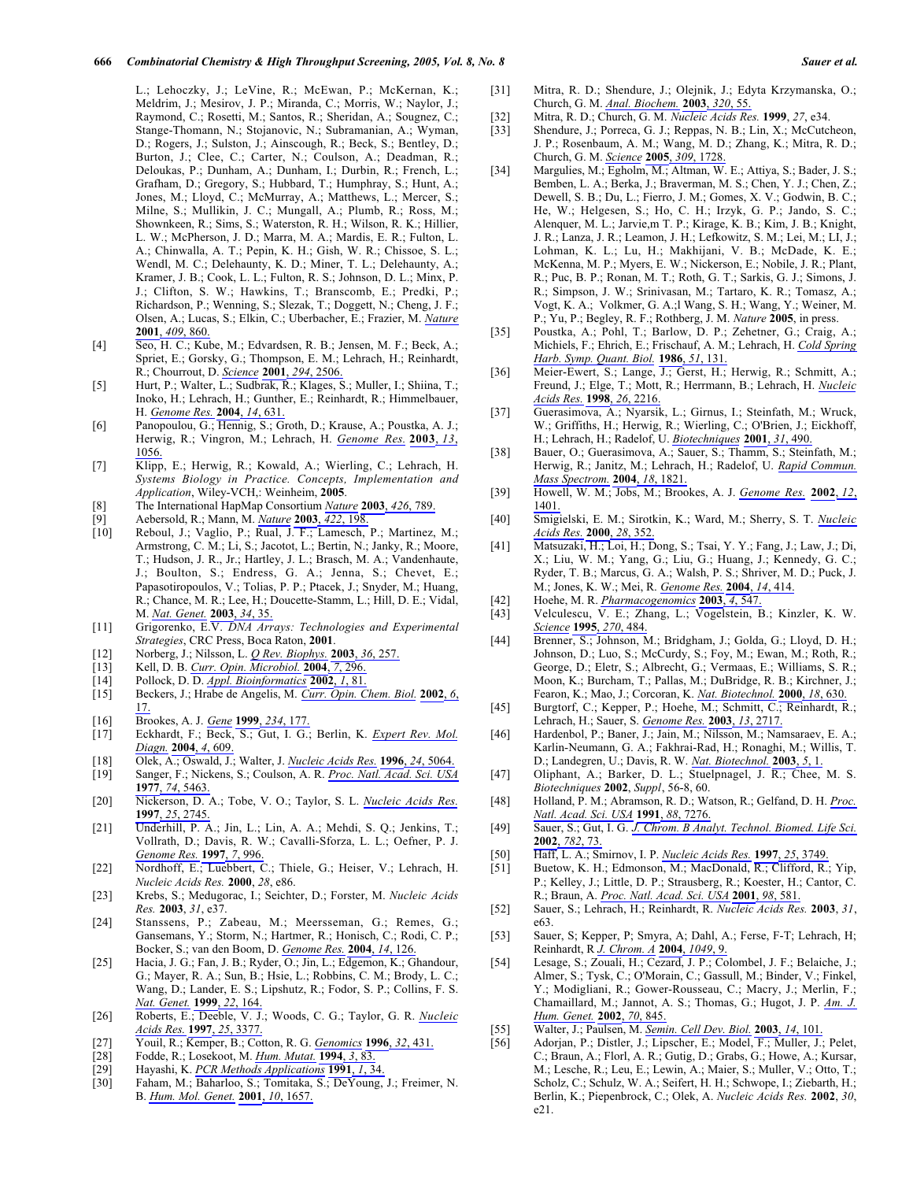L.; Lehoczky, J.; LeVine, R.; McEwan, P.; McKernan, K.; Meldrim, J.; Mesirov, J. P.; Miranda, C.; Morris, W.; Naylor, J.; Raymond, C.; Rosetti, M.; Santos, R.; Sheridan, A.; Sougnez, C.; Stange-Thomann, N.; Stojanovic, N.; Subramanian, A.; Wyman, D.; Rogers, J.; Sulston, J.; Ainscough, R.; Beck, S.; Bentley, D.; Burton, J.; Clee, C.; Carter, N.; Coulson, A.; Deadman, R.; Deloukas, P.; Dunham, A.; Dunham, I.; Durbin, R.; French, L.; Grafham, D.; Gregory, S.; Hubbard, T.; Humphray, S.; Hunt, A.; Jones, M.; Lloyd, C.; McMurray, A.; Matthews, L.; Mercer, S.; Milne, S.; Mullikin, J. C.; Mungall, A.; Plumb, R.; Ross, M.; Shownkeen, R.; Sims, S.; Waterston, R. H.; Wilson, R. K.; Hillier, L. W.; McPherson, J. D.; Marra, M. A.; Mardis, E. R.; Fulton, L. A.; Chinwalla, A. T.; Pepin, K. H.; Gish, W. R.; Chissoe, S. L.; Wendl, M. C.; Delehaunty, K. D.; Miner, T. L.; Delehaunty, A.; Kramer, J. B.; Cook, L. L.; Fulton, R. S.; Johnson, D. L.; Minx, P. J.; Clifton, S. W.; Hawkins, T.; Branscomb, E.; Predki, P.; Richardson, P.; Wenning, S.; Slezak, T.; Doggett, N.; Cheng, J. F.; Olsen, A.; Lucas, S.; Elkin, C.; Uberbacher, E.; Frazier, M. *Nature* **2001**, *409*, 860.

[4] Seo, H. C.; Kube, M.; Edvardsen, R. B.; Jensen, M. F.; Beck, A.; Spriet, E.; Gorsky, G.; Thompson, E. M.; Lehrach, H.; Reinhardt, R.; Chourrout, D. *Science* **2001**, *294*, 2506.

[5] Hurt, P.; Walter, L.; Sudbrak, R.; Klages, S.; Muller, I.; Shiina, T.; Inoko, H.; Lehrach, H.; Gunther, E.; Reinhardt, R.; Himmelbauer, H. *Genome Res.* **2004**, *14*, 631.

[6] Panopoulou, G.; Hennig, S.; Groth, D.; Krause, A.; Poustka, A. J.; Herwig, R.; Vingron, M.; Lehrach, H. *Genome Res.* **2003**, *13*, 1056.

[7] Klipp, E.; Herwig, R.; Kowald, A.; Wierling, C.; Lehrach, H. *Systems Biology in Practice. Concepts, Implementation and Application*, Wiley-VCH,: Weinheim, **2005**.

[8] The International HapMap Consortium *Nature* **2003**, *426*, 789.

[9] Aebersold, R.; Mann, M. *Nature* **2003**, *422*, 198.

[10] Reboul, J.; Vaglio, P.; Rual, J. F.; Lamesch, P.; Martinez, M.; Armstrong, C. M.; Li, S.; Jacotot, L.; Bertin, N.; Janky, R.; Moore, T.; Hudson, J. R., Jr.; Hartley, J. L.; Brasch, M. A.; Vandenhaute, J.; Boulton, S.; Endress, G. A.; Jenna, S.; Chevet, E.; Papasotiropoulos, V.; Tolias, P. P.; Ptacek, J.; Snyder, M.; Huang, R.; Chance, M. R.; Lee, H.; Doucette-Stamm, L.; Hill, D. E.; Vidal, M. *Nat. Genet.* **2003**, *34*, 35.

[11] Grigorenko, E.V. *DNA Arrays: Technologies and Experimental Strategies*, CRC Press, Boca Raton, **2001**.

[12] Norberg, J.; Nilsson, L. *Q Rev. Biophys.* **2003**, *36*, 257.

[13] Kell, D. B. *Curr. Opin. Microbiol.* **2004**, *7*, 296.

[14] Pollock, D. D. *Appl. Bioinformatics* **2002**, *1*, 81.

[15] Beckers, J.; Hrabe de Angelis, M. *Curr. Opin. Chem. Biol.* **2002**, *6*, 17.

[16] Brookes, A. J. *Gene* **1999**, *234*, 177.

[17] Eckhardt, F.; Beck, S.; Gut, I. G.; Berlin, K. *Expert Rev. Mol. Diagn.* **2004**, *4*, 609.

[18] Olek, A.; Oswald, J.; Walter, J. *Nucleic Acids Res.* **1996**, *24*, 5064.

[19] Sanger, F.; Nickens, S.; Coulson, A. R. *Proc. Natl. Acad. Sci. USA* **1977**, *74*, 5463.

[20] Nickerson, D. A.; Tobe, V. O.; Taylor, S. L. *Nucleic Acids Res.* **1997**, *25*, 2745.

[21] Underhill, P. A.; Jin, L.; Lin, A. A.; Mehdi, S. Q.; Jenkins, T.; Vollrath, D.; Davis, R. W.; Cavalli-Sforza, L. L.; Oefner, P. J. *Genome Res.* **1997**, *7*, 996.

[22] Nordhoff, E.; Luebbert, C.; Thiele, G.; Heiser, V.; Lehrach, H. *Nucleic Acids Res.* **2000**, *28*, e86.

[23] Krebs, S.; Medugorac, I.; Seichter, D.; Forster, M. *Nucleic Acids Res.* **2003**, *31*, e37.

[24] Stanssens, P.; Zabeau, M.; Meersseman, G.; Remes, G.; Gansemans, Y.; Storm, N.; Hartmer, R.; Honisch, C.; Rodi, C. P.; Bocker, S.; van den Boom, D. *Genome Res.* **2004**, *14*, 126.

[25] Hacia, J. G.; Fan, J. B.; Ryder, O.; Jin, L.; Edgemon, K.; Ghandour, G.; Mayer, R. A.; Sun, B.; Hsie, L.; Robbins, C. M.; Brody, L. C.; Wang, D.; Lander, E. S.; Lipshutz, R.; Fodor, S. P.; Collins, F. S. *Nat. Genet.* **1999**, *22*, 164.

[26] Roberts, E.; Deeble, V. J.; Woods, C. G.; Taylor, G. R. *Nucleic Acids Res.* **1997**, *25*, 3377.

[27] Youil, R.; Kemper, B.; Cotton, R. G. *Genomics* **1996**, *32*, 431.

[28] Fodde, R.; Losekoot, M. *Hum. Mutat.* **1994**, *3*, 83.

[29] Hayashi, K. *PCR Methods Applications* **1991**, *1*, 34.

[30] Faham, M.; Baharloo, S.; Tomitaka, S.; DeYoung, J.; Freimer, N. B. *Hum. Mol. Genet.* **2001**, *10*, 1657.

[31] Mitra, R. D.; Shendure, J.; Olejnik, J.; Edyta Krzymanska, O.; Church, G. M. *Anal. Biochem.* **2003**, *320*, 55.

[32] Mitra, R. D.; Church, G. M. *Nucleic Acids Res.* **1999**, *27*, e34.

[33] Shendure, J.; Porreca, G. J.; Reppas, N. B.; Lin, X.; McCutcheon, J. P.; Rosenbaum, A. M.; Wang, M. D.; Zhang, K.; Mitra, R. D.; Church, G. M. *Science* **2005**, *309*, 1728.

[34] Margulies, M.; Egholm, M.; Altman, W. E.; Attiya, S.; Bader, J. S.; Bemben, L. A.; Berka, J.; Braverman, M. S.; Chen, Y. J.; Chen, Z.; Dewell, S. B.; Du, L.; Fierro, J. M.; Gomes, X. V.; Godwin, B. C.; He, W.; Helgesen, S.; Ho, C. H.; Irzyk, G. P.; Jando, S. C.; Alenquer, M. L.; Jarvie,m T. P.; Kirage, K. B.; Kim, J. B.; Knight, J. R.; Lanza, J. R.; Leamon, J. H.; Lefkowitz, S. M.; Lei, M.; LI, J.; Lohman, K. L.; Lu, H.; Makhijani, V. B.; McDade, K. E.; McKenna, M. P.; Myers, E. W.; Nickerson, E.; Nobile, J. R.; Plant, R.; Puc, B. P.; Ronan, M. T.; Roth, G. T.; Sarkis, G. J.; Simons, J. R.; Simpson, J. W.; Srinivasan, M.; Tartaro, K. R.; Tomasz, A.; Vogt, K. A.; Volkmer, G. A.;l Wang, S. H.; Wang, Y.; Weiner, M. P.; Yu, P.; Begley, R. F.; Rothberg, J. M. *Nature* **2005**, in press.

[35] Poustka, A.; Pohl, T.; Barlow, D. P.; Zehetner, G.; Craig, A.; Michiels, F.; Ehrich, E.; Frischauf, A. M.; Lehrach, H. *Cold Spring Harb. Symp. Quant. Biol.* **1986**, *51*, 131.

[36] Meier-Ewert, S.; Lange, J.; Gerst, H.; Herwig, R.; Schmitt, A.; Freund, J.; Elge, T.; Mott, R.; Herrmann, B.; Lehrach, H. *Nucleic Acids Res.* **1998**, *26*, 2216.

[37] Guerasimova, A.; Nyarsik, L.; Girnus, I.; Steinfath, M.; Wruck, W.; Griffiths, H.; Herwig, R.; Wierling, C.; O'Brien, J.; Eickhoff, H.; Lehrach, H.; Radelof, U. *Biotechniques* **2001**, *31*, 490.

[38] Bauer, O.; Guerasimova, A.; Sauer, S.; Thamm, S.; Steinfath, M.; Herwig, R.; Janitz, M.; Lehrach, H.; Radelof, U. *Rapid Commun. Mass Spectrom.* **2004**, *18*, 1821.

[39] Howell, W. M.; Jobs, M.; Brookes, A. J. *Genome Res.* **2002**, *12*, 1401.

[40] Smigielski, E. M.; Sirotkin, K.; Ward, M.; Sherry, S. T. *Nucleic Acids Res.* **2000**, *28*, 352.

[41] Matsuzaki, H.; Loi, H.; Dong, S.; Tsai, Y. Y.; Fang, J.; Law, J.; Di, X.; Liu, W. M.; Yang, G.; Liu, G.; Huang, J.; Kennedy, G. C.; Ryder, T. B.; Marcus, G. A.; Walsh, P. S.; Shriver, M. D.; Puck, J. M.; Jones, K. W.; Mei, R. *Genome Res.* **2004**, *14*, 414.

[42] Hoehe, M. R. *Pharmacogenomics* **2003**, *4*, 547.

[43] Velculescu, V. E.; Zhang, L.; Vogelstein, B.; Kinzler, K. W. *Science* **1995**, *270*, 484.

[44] Brenner, S.; Johnson, M.; Bridgham, J.; Golda, G.; Lloyd, D. H.; Johnson, D.; Luo, S.; McCurdy, S.; Foy, M.; Ewan, M.; Roth, R.; George, D.; Eletr, S.; Albrecht, G.; Vermaas, E.; Williams, S. R.; Moon, K.; Burcham, T.; Pallas, M.; DuBridge, R. B.; Kirchner, J.; Fearon, K.; Mao, J.; Corcoran, K. *Nat. Biotechnol.* **2000**, *18*, 630.

[45] Burgtorf, C.; Kepper, P.; Hoehe, M.; Schmitt, C.; Reinhardt, R.; Lehrach, H.; Sauer, S. *Genome Res.* **2003**, *13*, 2717.

[46] Hardenbol, P.; Baner, J.; Jain, M.; Nilsson, M.; Namsaraev, E. A.; Karlin-Neumann, G. A.; Fakhrai-Rad, H.; Ronaghi, M.; Willis, T. D.; Landegren, U.; Davis, R. W. *Nat. Biotechnol.* **2003**, *5*, 1.

[47] Oliphant, A.; Barker, D. L.; Stuelpnagel, J. R.; Chee, M. S. *Biotechniques* **2002**, *Suppl*, 56-8, 60.

[48] Holland, P. M.; Abramson, R. D.; Watson, R.; Gelfand, D. H. *Proc. Natl. Acad. Sci. USA* **1991**, *88*, 7276.

[49] Sauer, S.; Gut, I. G. *J. Chrom. B Analyt. Technol. Biomed. Life Sci.* **2002**, *782*, 73.

[50] Haff, L. A.; Smirnov, I. P. *Nucleic Acids Res.* **1997**, *25*, 3749.

[51] Buetow, K. H.; Edmonson, M.; MacDonald, R.; Clifford, R.; Yip, P.; Kelley, J.; Little, D. P.; Strausberg, R.; Koester, H.; Cantor, C. R.; Braun, A. *Proc. Natl. Acad. Sci. USA* **2001**, *98*, 581.

[52] Sauer, S.; Lehrach, H.; Reinhardt, R. *Nucleic Acids Res.* **2003**, *31*, e63.

[53] Sauer, S; Kepper, P; Smyra, A; Dahl, A.; Ferse, F-T; Lehrach, H; Reinhardt, R *J. Chrom. A* **2004**, *1049*, 9.

[54] Lesage, S.; Zouali, H.; Cezard, J. P.; Colombel, J. F.; Belaiche, J.; Almer, S.; Tysk, C.; O'Morain, C.; Gassull, M.; Binder, V.; Finkel, Y.; Modigliani, R.; Gower-Rousseau, C.; Macry, J.; Merlin, F.; Chamaillard, M.; Jannot, A. S.; Thomas, G.; Hugot, J. P. *Am. J. Hum. Genet.* **2002**, *70*, 845.

[55] Walter, J.; Paulsen, M. *Semin. Cell Dev. Biol.* **2003**, *14*, 101.

[56] Adorjan, P.; Distler, J.; Lipscher, E.; Model, F.; Muller, J.; Pelet, C.; Braun, A.; Florl, A. R.; Gutig, D.; Grabs, G.; Howe, A.; Kursar, M.; Lesche, R.; Leu, E.; Lewin, A.; Maier, S.; Muller, V.; Otto, T.; Scholz, C.; Schulz, W. A.; Seifert, H. H.; Schwope, I.; Ziebarth, H.; Berlin, K.; Piepenbrock, C.; Olek, A. *Nucleic Acids Res.* **2002**, *30*, e21.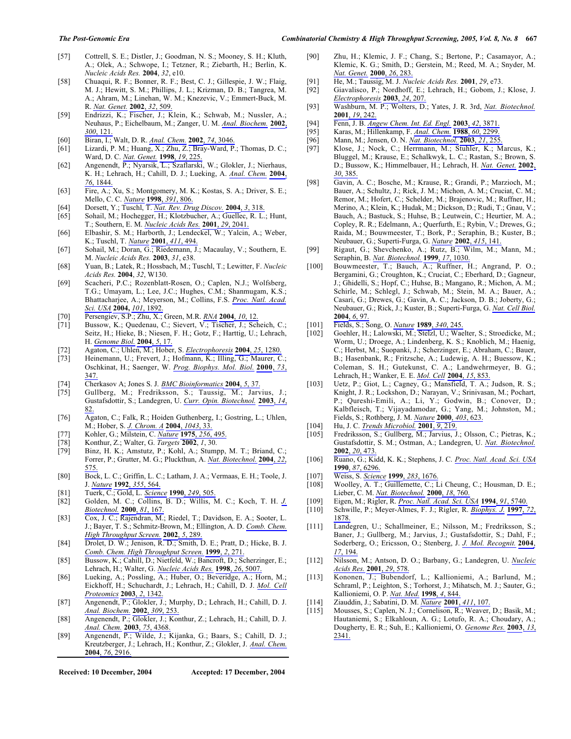[57] Cottrell, S. E.; Distler, J.; Goodman, N. S.; Mooney, S. H.; Kluth, A.; Olek, A.; Schwope, I.; Tetzner, R.; Ziebarth, H.; Berlin, K. *Nucleic Acids Res.* **2004**, *32*, e10.

[58] Chuaqui, R. F.; Bonner, R. F.; Best, C. J.; Gillespie, J. W.; Flaig, M. J.; Hewitt, S. M.; Phillips, J. L.; Krizman, D. B.; Tangrea, M. A.; Ahram, M.; Linehan, W. M.; Knezevic, V.; Emmert-Buck, M. R. *Nat. Genet.* **2002**, *32*, 509.

[59] Endrizzi, K.; Fischer, J.; Klein, K.; Schwab, M.; Nussler, A.; Neuhaus, P.; Eichelbaum, M.; Zanger, U. M. *Anal. Biochem.* **2002**, *300*, 121.

[60] Biran, I.; Walt, D. R. *Anal. Chem.* **2002**, *74*, 3046.

[61] Lizardi, P. M.; Huang, X.; Zhu, Z.; Bray-Ward, P.; Thomas, D. C.; Ward, D. C. *Nat. Genet.* **1998**, *19*, 225.

[62] Angenendt, P.; Nyarsik, L.; Szaflarski, W.; Glokler, J.; Nierhaus, K. H.; Lehrach, H.; Cahill, D. J.; Lueking, A. *Anal. Chem.* **2004**, *76*, 1844.

[63] Fire, A.; Xu, S.; Montgomery, M. K.; Kostas, S. A.; Driver, S. E.; Mello, C. C. *Nature* **1998**, *391*, 806.

[64] Dorsett, Y.; Tuschl, T. *Nat. Rev. Drug Discov.* **2004**, *3*, 318.

[65] Sohail, M.; Hochegger, H.; Klotzbucher, A.; Guellec, R. L.; Hunt, T.; Southern, E. M. *Nucleic Acids Res.* **2001**, *29*, 2041.

[66] Elbashir, S. M.; Harborth, J.; Lendeckel, W.; Yalcin, A.; Weber, K.; Tuschl, T. *Nature* **2001**, *411*, 494.

[67] Sohail, M.; Doran, G.; Riedemann, J.; Macaulay, V.; Southern, E. M. *Nucleic Acids Res.* **2003**, *31*, e38.

[68] Yuan, B.; Latek, R.; Hossbach, M.; Tuschl, T.; Lewitter, F. *Nucleic Acids Res.* **2004**, *32*, W130.

[69] Scacheri, P.C.; Rozenblatt-Rosen, O.; Caplen, N.J.; Wolfsberg, T.G.; Umayam, L.; Lee, J.C.; Hughes, C.M.; Shanmugam, K.S.; Bhattacharjee, A.; Meyerson, M.; Collins, F.S. *Proc. Natl. Acad. Sci. USA* **2004,** *101*, 1892.

[70] Persengiev, S.P.; Zhu, X.; Green, M.R. *RNA* **2004**, *10*, 12.

[71] Bussow, K.; Quedenau, C.; Sievert, V.; Tischer, J.; Scheich, C.; Seitz, H.; Hieke, B.; Niesen, F. H.; Gotz, F.; Harttig, U.; Lehrach, H. *Genome Biol.* **2004**, *5*, 17.

[72] Agaton, C.; Uhlen, M.; Hober, S. *Electrophoresis* **2004**, *25*, 1280.

[73] Heinemann, U.; Frevert, J.; Hofmann, K.; Illing, G.; Maurer, C.; Oschkinat, H.; Saenger, W. *Prog. Biophys. Mol. Biol.* **2000**, *73*, 347.

[74] Cherkasov A; Jones S. J. *BMC Bioinformatics* **2004**, *5*, 37.

[75] Gullberg, M.; Fredriksson, S.; Taussig, M.; Jarvius, J.; Gustafsdottir, S.; Landegren, U. *Curr. Opin. Biotechnol.* **2003**, *14*, 82.

[76] Agaton, C.; Falk, R.; Hoiden Guthenberg, I.; Gostring, L.; Uhlen, M.; Hober, S. *J. Chrom. A* **2004**, *1043*, 33.

[77] Kohler, G.; Milstein, C. *Nature* **1975**, *256*, 495.

[78] Konthur, Z.; Walter, G. *Targets* **2002**, *1*, 30.

[79] Binz, H. K.; Amstutz, P.; Kohl, A.; Stumpp, M. T.; Briand, C.; Forrer, P.; Grutter, M. G.; Pluckthun, A. *Nat. Biotechnol.* **2004**, *22*, 575.

[80] Bock, L. C.; Griffin, L. C.; Latham, J. A.; Vermaas, E. H.; Toole, J. J. *Nature* **1992**, *355*, 564.

[81] Tuerk, C.; Gold, L. *Science* **1990**, *249*, 505.

[82] Golden, M. C.; Collins, B. D.; Willis, M. C.; Koch, T. H. *J. Biotechnol.* **2000**, *81*, 167.

[83] Cox, J. C.; Rajendran, M.; Riedel, T.; Davidson, E. A.; Sooter, L. J.; Bayer, T. S.; Schmitz-Brown, M.; Ellington, A. D. *Comb. Chem. High Throughput Screen.* **2002**, *5*, 289.

[84] Drolet, D. W.; Jenison, R. D.; Smith, D. E.; Pratt, D.; Hicke, B. J. *Comb. Chem. High Throughput Screen.* **1999**, *2*, 271.

[85] Bussow, K.; Cahill, D.; Nietfeld, W.; Bancroft, D.; Scherzinger, E.; Lehrach, H.; Walter, G. *Nucleic Acids Res.* **1998**, *26*, 5007.

[86] Lueking, A.; Possling, A.; Huber, O.; Beveridge, A.; Horn, M.; Eickhoff, H.; Schuchardt, J.; Lehrach, H.; Cahill, D. J. *Mol. Cell Proteomics* **2003**, *2*, 1342.

[87] Angenendt, P.; Glokler, J.; Murphy, D.; Lehrach, H.; Cahill, D. J. *Anal. Biochem.* **2002**, *309*, 253.

[88] Angenendt, P.; Glokler, J.; Konthur, Z.; Lehrach, H.; Cahill, D. J. *Anal. Chem.* **2003**, *75*, 4368.

[89] Angenendt, P.; Wilde, J.; Kijanka, G.; Baars, S.; Cahill, D. J.; Kreutzberger, J.; Lehrach, H.; Konthur, Z.; Glokler, J. *Anal. Chem.* **2004**, *76*, 2916.

[90] Zhu, H.; Klemic, J. F.; Chang, S.; Bertone, P.; Casamayor, A.; Klemic, K. G.; Smith, D.; Gerstein, M.; Reed, M. A.; Snyder, M. *Nat. Genet.* **2000**, *26*, 283.

[91] He, M.; Taussig, M. J. *Nucleic Acids Res.* **2001**, *29*, e73.

[92] Giavalisco, P.; Nordhoff, E.; Lehrach, H.; Gobom, J.; Klose, J. *Electrophoresis* **2003**, *24*, 207.

[93] Washburn, M. P.; Wolters, D.; Yates, J. R. 3rd, *Nat. Biotechnol.* **2001**, *19*, 242.

[94] Fenn, J. B. *Angew Chem. Int. Ed. Engl.* **2003**, *42*, 3871.

[95] Karas, M.; Hillenkamp, F. *Anal. Chem.* **1988**, *60*, 2299.

[96] Mann, M.; Jensen, O. N. *Nat. Biotechnol.* **2003**, *21*, 255.

[97] Klose, J.; Nock, C.; Herrmann, M.; Stuhler, K.; Marcus, K.; Bluggel, M.; Krause, E.; Schalkwyk, L. C.; Rastan, S.; Brown, S. D.; Bussow, K.; Himmelbauer, H.; Lehrach, H. *Nat. Genet.* **2002**, *30*, 385.

[98] Gavin, A. C.; Bosche, M.; Krause, R.; Grandi, P.; Marzioch, M.; Bauer, A.; Schultz, J.; Rick, J. M.; Michon, A. M.; Cruciat, C. M.; Remor, M.; Hofert, C.; Schelder, M.; Brajenovic, M.; Ruffner, H.; Merino, A.; Klein, K.; Hudak, M.; Dickson, D.; Rudi, T.; Gnau, V.; Bauch, A.; Bastuck, S.; Huhse, B.; Leutwein, C.; Heurtier, M. A.; Copley, R. R.; Edelmann, A.; Querfurth, E.; Rybin, V.; Drewes, G.; Raida, M.; Bouwmeester, T.; Bork, P.; Seraphin, B.; Kuster, B.; Neubauer, G.; Superti-Furga, G. *Nature* **2002**, *415*, 141.

[99] Rigaut, G.; Shevchenko, A.; Rutz, B.; Wilm, M.; Mann, M.; Seraphin, B. *Nat. Biotechnol.* **1999**, *17*, 1030.

[100] Bouwmeester, T.; Bauch, A.; Ruffner, H.; Angrand, P. O.; Bergamini, G.; Croughton, K.; Cruciat, C.; Eberhard, D.; Gagneur, J.; Ghidelli, S.; Hopf, C.; Huhse, B.; Mangano, R.; Michon, A. M.; Schirle, M.; Schlegl, J.; Schwab, M.; Stein, M. A.; Bauer, A.; Casari, G.; Drewes, G.; Gavin, A. C.; Jackson, D. B.; Joberty, G.; Neubauer, G.; Rick, J.; Kuster, B.; Superti-Furga, G. *Nat. Cell Biol.* **2004**, *6*, 97.

[101] Fields, S.; Song, O. *Nature* **1989**, *340*, 245.

[102] Goehler, H.; Lalowski, M.; Stelzl, U.; Waelter, S.; Stroedicke, M.; Worm, U.; Droege, A.; Lindenberg, K. S.; Knoblich, M.; Haenig, C.; Herbst, M.; Suopanki, J.; Scherzinger, E.; Abraham, C.; Bauer, B.; Hasenbank, R.; Fritzsche, A.; Ludewig, A. H.; Buessow, K.; Coleman, S. H.; Gutekunst, C. A.; Landwehrmeyer, B. G.; Lehrach, H.; Wanker, E. E. *Mol. Cell* **2004**, *15*, 853.

[103] Uetz, P.; Giot, L.; Cagney, G.; Mansfield, T. A.; Judson, R. S.; Knight, J. R.; Lockshon, D.; Narayan, V.; Srinivasan, M.; Pochart, P.; Qureshi-Emili, A.; Li, Y.; Godwin, B.; Conover, D.; Kalbfleisch, T.; Vijayadamodar, G.; Yang, M.; Johnston, M.; Fields, S.; Rothberg, J. M. *Nature* **2000**, *403*, 623.

[104] Hu, J. C. *Trends Microbiol.* **2001**, *9*, 219.

[105] Fredriksson, S.; Gullberg, M.; Jarvius, J.; Olsson, C.; Pietras, K.; Gustafsdottir, S. M.; Ostman, A.; Landegren, U. *Nat. Biotechnol.* **2002**, *20*, 473.

[106] Ruano, G.; Kidd, K. K.; Stephens, J. C. *Proc. Natl. Acad. Sci. USA* **1990**, *87*, 6296.

[107] Weiss, S. *Science* **1999**, *283*, 1676.

[108] Woolley, A. T.; Guillemette, C.; Li Cheung, C.; Housman, D. E.; Lieber, C. M. *Nat. Biotechnol.* **2000**, *18*, 760.

[109] Eigen, M.; Rigler, R. *Proc. Natl. Acad. Sci. USA* **1994**, *91*, 5740.

[110] Schwille, P.; Meyer-Almes, F. J.; Rigler, R. *Biophys. J.* **1997**, *72*, 1878.

[111] Landegren, U.; Schallmeiner, E.; Nilsson, M.; Fredriksson, S.; Baner, J.; Gullberg, M.; Jarvius, J.; Gustafsdottir, S.; Dahl, F.; Soderberg, O.; Ericsson, O.; Stenberg, J. *J. Mol. Recognit.* **2004**, *17*, 194.

[112] Nilsson, M.; Antson, D. O.; Barbany, G.; Landegren, U. *Nucleic Acids Res.* **2001**, *29*, 578.

[113] Kononen, J.; Bubendorf, L.; Kallioniemi, A.; Barlund, M.; Schraml, P.; Leighton, S.; Torhorst, J.; Mihatsch, M. J.; Sauter, G.; Kallioniemi, O. P. *Nat. Med.* **1998**, *4*, 844.

[114] Ziauddin, J.; Sabatini, D. M. *Nature* **2001**, *411*, 107.

[115] Mousses, S.; Caplen, N. J.; Cornelison, R.; Weaver, D.; Basik, M.; Hautaniemi, S.; Elkahloun, A. G.; Lotufo, R. A.; Choudary, A.; Dougherty, E. R.; Suh, E.; Kallioniemi, O. *Genome Res.* **2003**, *13*, 2341.

**Received: 10 December, 2004** **Accepted: 17 December, 2004**